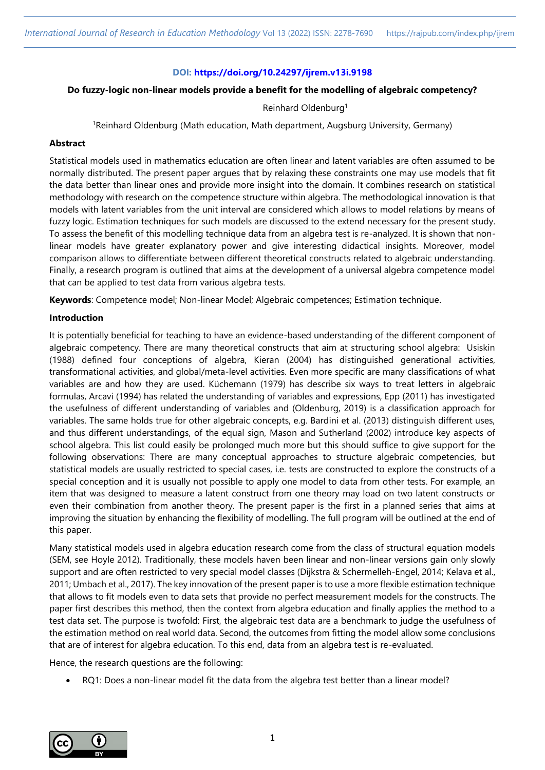**DOI: https://doi.org/10.24297/ijrem.v13i.9198**

# Do fuzzy-logic non-linear models provide a benefit for the modelling of algebraic competency?

Reinhard Oldenburg[1]

[1]Reinhard Oldenburg (Math education, Math department, Augsburg University, Germany)

## Abstract

Statistical models used in mathematics education are often linear and latent variables are often assumed to be normally distributed. The present paper argues that by relaxing these constraints one may use models that fit the data better than linear ones and provide more insight into the domain. It combines research on statistical methodology with research on the competence structure within algebra. The methodological innovation is that models with latent variables from the unit interval are considered which allows to model relations by means of fuzzy logic. Estimation techniques for such models are discussed to the extend necessary for the present study. To assess the benefit of this modelling technique data from an algebra test is re-analyzed. It is shown that non-linear models have greater explanatory power and give interesting didactical insights. Moreover, model comparison allows to differentiate between different theoretical constructs related to algebraic understanding. Finally, a research program is outlined that aims at the development of a universal algebra competence model that can be applied to test data from various algebra tests.

**Keywords**: Competence model; Non-linear Model; Algebraic competences; Estimation technique.

## Introduction

It is potentially beneficial for teaching to have an evidence-based understanding of the different component of algebraic competency. There are many theoretical constructs that aim at structuring school algebra: Usiskin (1988) defined four conceptions of algebra, Kieran (2004) has distinguished generational activities, transformational activities, and global/meta-level activities. Even more specific are many classifications of what variables are and how they are used. Küchemann (1979) has describe six ways to treat letters in algebraic formulas, Arcavi (1994) has related the understanding of variables and expressions, Epp (2011) has investigated the usefulness of different understanding of variables and (Oldenburg, 2019) is a classification approach for variables. The same holds true for other algebraic concepts, e.g. Bardini et al. (2013) distinguish different uses, and thus different understandings, of the equal sign, Mason and Sutherland (2002) introduce key aspects of school algebra. This list could easily be prolonged much more but this should suffice to give support for the following observations: There are many conceptual approaches to structure algebraic competencies, but statistical models are usually restricted to special cases, i.e. tests are constructed to explore the constructs of a special conception and it is usually not possible to apply one model to data from other tests. For example, an item that was designed to measure a latent construct from one theory may load on two latent constructs or even their combination from another theory. The present paper is the first in a planned series that aims at improving the situation by enhancing the flexibility of modelling. The full program will be outlined at the end of this paper.

Many statistical models used in algebra education research come from the class of structural equation models (SEM, see Hoyle 2012). Traditionally, these models haven been linear and non-linear versions gain only slowly support and are often restricted to very special model classes (Dijkstra & Schermelleh-Engel, 2014; Kelava et al., 2011; Umbach et al., 2017). The key innovation of the present paper is to use a more flexible estimation technique that allows to fit models even to data sets that provide no perfect measurement models for the constructs. The paper first describes this method, then the context from algebra education and finally applies the method to a test data set. The purpose is twofold: First, the algebraic test data are a benchmark to judge the usefulness of the estimation method on real world data. Second, the outcomes from fitting the model allow some conclusions that are of interest for algebra education. To this end, data from an algebra test is re-evaluated.

Hence, the research questions are the following:

- RQ1: Does a non-linear model fit the data from the algebra test better than a linear model?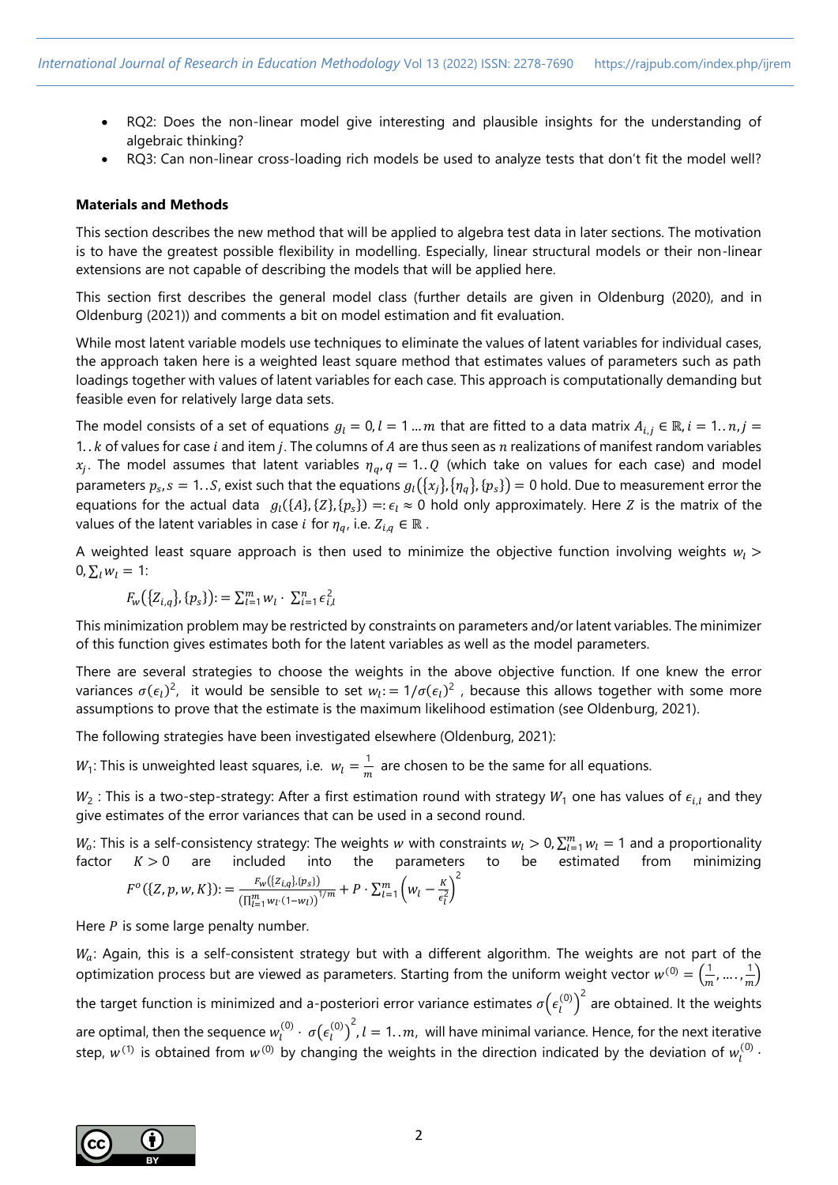- RQ2: Does the non-linear model give interesting and plausible insights for the understanding of algebraic thinking?
- RQ3: Can non-linear cross-loading rich models be used to analyze tests that don't fit the model well?

**Materials and Methods**

This section describes the new method that will be applied to algebra test data in later sections. The motivation is to have the greatest possible flexibility in modelling. Especially, linear structural models or their non-linear extensions are not capable of describing the models that will be applied here.

This section first describes the general model class (further details are given in Oldenburg (2020), and in Oldenburg (2021)) and comments a bit on model estimation and fit evaluation.

While most latent variable models use techniques to eliminate the values of latent variables for individual cases, the approach taken here is a weighted least square method that estimates values of parameters such as path loadings together with values of latent variables for each case. This approach is computationally demanding but feasible even for relatively large data sets.

The model consists of a set of equations $g_l = 0, l = 1 \dots m$ that are fitted to a data matrix $A_{i,j} \in \mathbb{R}, i = 1..n, j = 1..k$ of values for case $i$ and item $j$. The columns of $A$ are thus seen as $n$ realizations of manifest random variables $x_j$. The model assumes that latent variables $\eta_q, q = 1..Q$ (which take on values for each case) and model parameters $p_s, s = 1..S$, exist such that the equations $g_l(\{x_j\}, \{\eta_q\}, \{p_s\}) = 0$ hold. Due to measurement error the equations for the actual data $g_l(\{A\}, \{Z\}, \{p_s\}) =: \epsilon_l \approx 0$ hold only approximately. Here $Z$ is the matrix of the values of the latent variables in case $i$ for $\eta_q$, i.e. $Z_{i,q} \in \mathbb{R}$ .

A weighted least square approach is then used to minimize the objective function involving weights $w_l > 0, \sum_l w_l = 1$:

$$F_w(\{Z_{i,q}\}, \{p_s\}) := \sum_{l=1}^{m} w_l \cdot \sum_{i=1}^{n} \epsilon_{i,l}^2$$

This minimization problem may be restricted by constraints on parameters and/or latent variables. The minimizer of this function gives estimates both for the latent variables as well as the model parameters.

There are several strategies to choose the weights in the above objective function. If one knew the error variances $\sigma(\epsilon_l)^2$, it would be sensible to set $w_l := 1/\sigma(\epsilon_l)^2$ , because this allows together with some more assumptions to prove that the estimate is the maximum likelihood estimation (see Oldenburg, 2021).

The following strategies have been investigated elsewhere (Oldenburg, 2021):

$W_1$: This is unweighted least squares, i.e. $w_l = \frac{1}{m}$ are chosen to be the same for all equations.

$W_2$ : This is a two-step-strategy: After a first estimation round with strategy $W_1$ one has values of $\epsilon_{i,l}$ and they give estimates of the error variances that can be used in a second round.

$W_o$: This is a self-consistency strategy: The weights $w$ with constraints $w_l > 0, \sum_{l=1}^{m} w_l = 1$ and a proportionality factor $K > 0$ are included into the parameters to be estimated from minimizing

$$F^o(\{Z, p, w, K\}) := \frac{F_w(\{Z_{i,q}\}, \{p_s\})}{\left(\prod_{l=1}^{m} w_l \cdot (1 - w_l)\right)^{1/m}} + P \cdot \sum_{l=1}^{m} \left(w_l - \frac{K}{\epsilon_l^2}\right)^2$$

Here $P$ is some large penalty number.

$W_a$: Again, this is a self-consistent strategy but with a different algorithm. The weights are not part of the optimization process but are viewed as parameters. Starting from the uniform weight vector $w^{(0)} = \left(\frac{1}{m}, \dots, \frac{1}{m}\right)$ the target function is minimized and a-posteriori error variance estimates $\sigma\left(\epsilon_l^{(0)}\right)^2$ are obtained. It the weights are optimal, then the sequence $w_l^{(0)} \cdot \sigma\left(\epsilon_l^{(0)}\right)^2, l = 1..m,$ will have minimal variance. Hence, for the next iterative step, $w^{(1)}$ is obtained from $w^{(0)}$ by changing the weights in the direction indicated by the deviation of $w_l^{(0)} \cdot$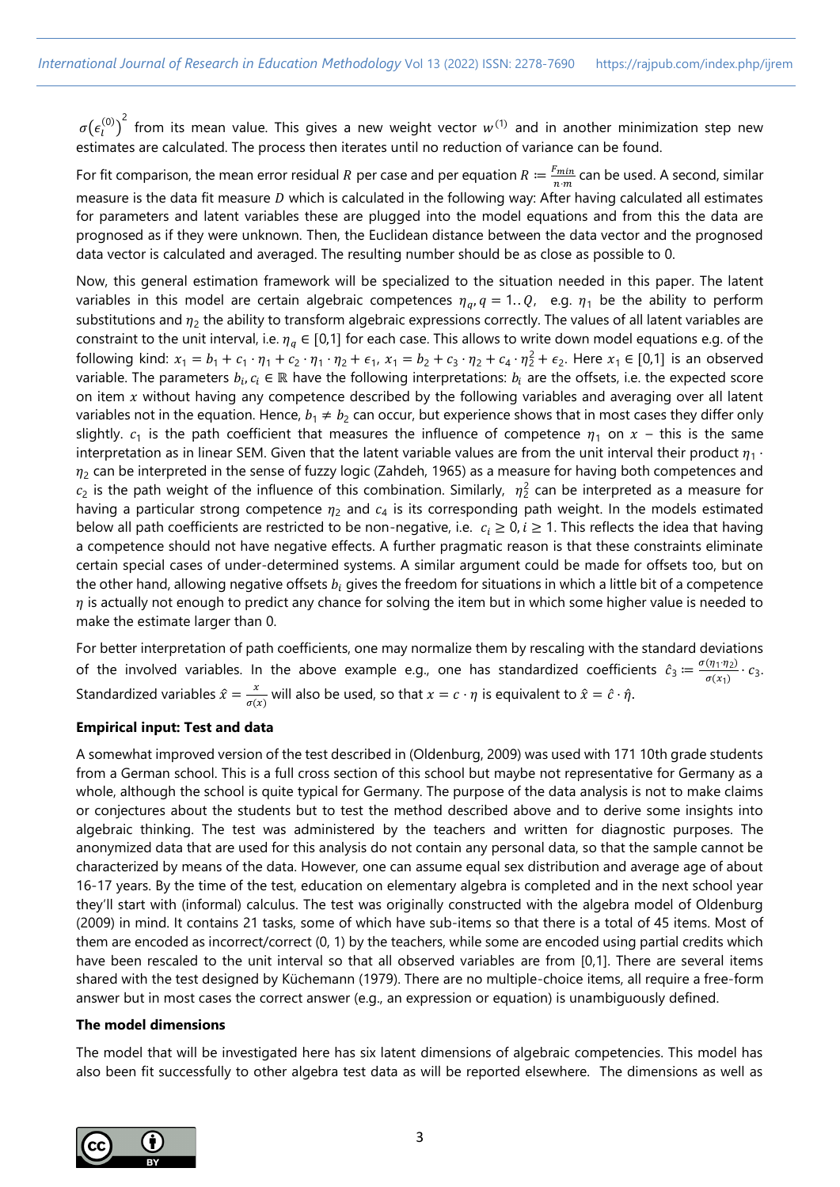$\sigma\left(\epsilon_i^{(0)}\right)^2$ from its mean value. This gives a new weight vector $w^{(1)}$ and in another minimization step new estimates are calculated. The process then iterates until no reduction of variance can be found.

For fit comparison, the mean error residual $R$ per case and per equation $R := \frac{F_{min}}{n \cdot m}$ can be used. A second, similar measure is the data fit measure $D$ which is calculated in the following way: After having calculated all estimates for parameters and latent variables these are plugged into the model equations and from this the data are prognosed as if they were unknown. Then, the Euclidean distance between the data vector and the prognosed data vector is calculated and averaged. The resulting number should be as close as possible to 0.

Now, this general estimation framework will be specialized to the situation needed in this paper. The latent variables in this model are certain algebraic competences $\eta_q, q = 1..Q$, e.g. $\eta_1$ be the ability to perform substitutions and $\eta_2$ the ability to transform algebraic expressions correctly. The values of all latent variables are constraint to the unit interval, i.e. $\eta_q \in [0,1]$ for each case. This allows to write down model equations e.g. of the following kind: $x_1 = b_1 + c_1 \cdot \eta_1 + c_2 \cdot \eta_1 \cdot \eta_2 + \epsilon_1$, $x_1 = b_2 + c_3 \cdot \eta_2 + c_4 \cdot \eta_2^2 + \epsilon_2$. Here $x_1 \in [0,1]$ is an observed variable. The parameters $b_i, c_i \in \mathbb{R}$ have the following interpretations: $b_i$ are the offsets, i.e. the expected score on item $x$ without having any competence described by the following variables and averaging over all latent variables not in the equation. Hence, $b_1 \neq b_2$ can occur, but experience shows that in most cases they differ only slightly. $c_1$ is the path coefficient that measures the influence of competence $\eta_1$ on $x$ – this is the same interpretation as in linear SEM. Given that the latent variable values are from the unit interval their product $\eta_1 \cdot \eta_2$ can be interpreted in the sense of fuzzy logic (Zahdeh, 1965) as a measure for having both competences and $c_2$ is the path weight of the influence of this combination. Similarly, $\eta_2^2$ can be interpreted as a measure for having a particular strong competence $\eta_2$ and $c_4$ is its corresponding path weight. In the models estimated below all path coefficients are restricted to be non-negative, i.e. $c_i \geq 0, i \geq 1$. This reflects the idea that having a competence should not have negative effects. A further pragmatic reason is that these constraints eliminate certain special cases of under-determined systems. A similar argument could be made for offsets too, but on the other hand, allowing negative offsets $b_i$ gives the freedom for situations in which a little bit of a competence $\eta$ is actually not enough to predict any chance for solving the item but in which some higher value is needed to make the estimate larger than 0.

For better interpretation of path coefficients, one may normalize them by rescaling with the standard deviations of the involved variables. In the above example e.g., one has standardized coefficients $\hat{c}_3 := \frac{\sigma(\eta_1 \cdot \eta_2)}{\sigma(x_1)} \cdot c_3$. Standardized variables $\hat{x} = \frac{x}{\sigma(x)}$ will also be used, so that $x = c \cdot \eta$ is equivalent to $\hat{x} = \hat{c} \cdot \hat{\eta}$.

**Empirical input: Test and data**

A somewhat improved version of the test described in (Oldenburg, 2009) was used with 171 10th grade students from a German school. This is a full cross section of this school but maybe not representative for Germany as a whole, although the school is quite typical for Germany. The purpose of the data analysis is not to make claims or conjectures about the students but to test the method described above and to derive some insights into algebraic thinking. The test was administered by the teachers and written for diagnostic purposes. The anonymized data that are used for this analysis do not contain any personal data, so that the sample cannot be characterized by means of the data. However, one can assume equal sex distribution and average age of about 16-17 years. By the time of the test, education on elementary algebra is completed and in the next school year they'll start with (informal) calculus. The test was originally constructed with the algebra model of Oldenburg (2009) in mind. It contains 21 tasks, some of which have sub-items so that there is a total of 45 items. Most of them are encoded as incorrect/correct (0, 1) by the teachers, while some are encoded using partial credits which have been rescaled to the unit interval so that all observed variables are from [0,1]. There are several items shared with the test designed by Küchemann (1979). There are no multiple-choice items, all require a free-form answer but in most cases the correct answer (e.g., an expression or equation) is unambiguously defined.

**The model dimensions**

The model that will be investigated here has six latent dimensions of algebraic competencies. This model has also been fit successfully to other algebra test data as will be reported elsewhere. The dimensions as well as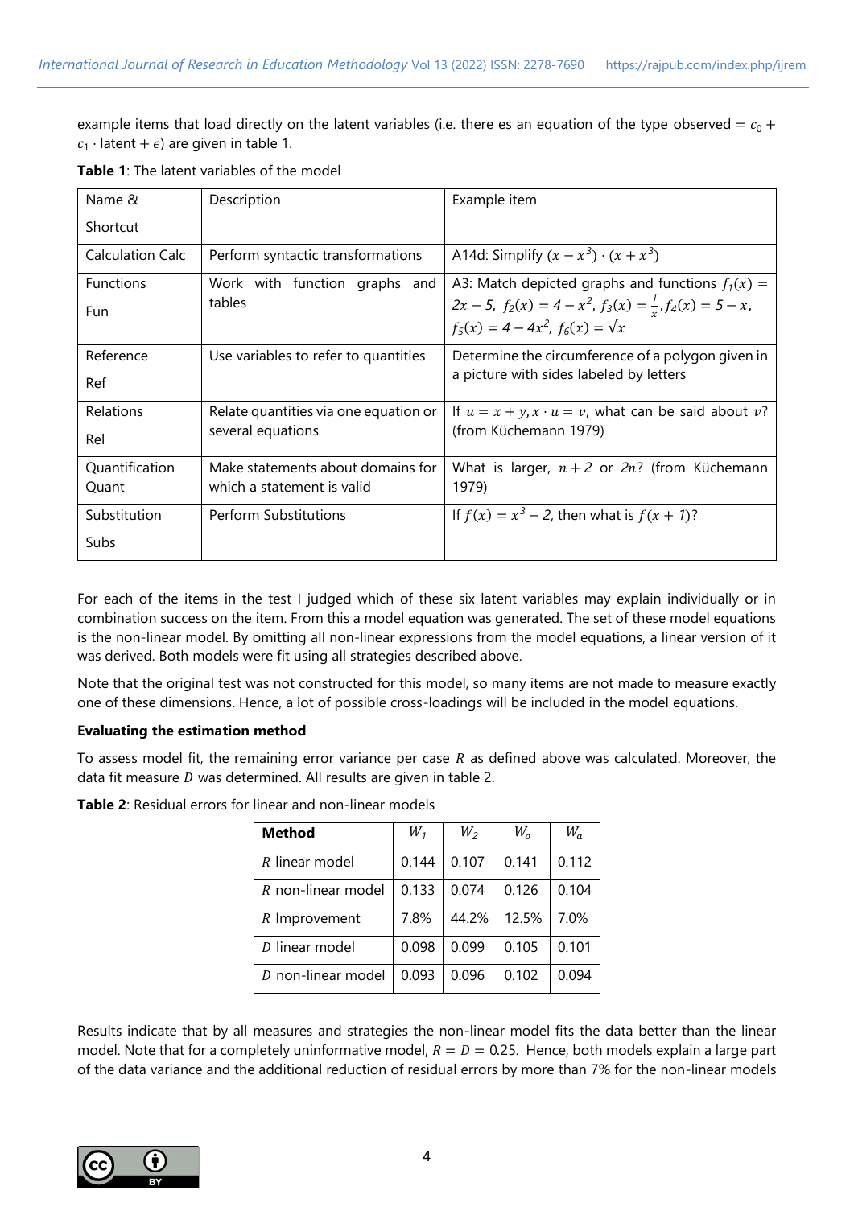example items that load directly on the latent variables (i.e. there es an equation of the type observed = $c_0 + c_1 \cdot$ latent + $\epsilon$) are given in table 1.

**Table 1**: The latent variables of the model

| Name & Shortcut | Description | Example item |
|---|---|---|
| Calculation Calc | Perform syntactic transformations | A14d: Simplify $(x - x^3) \cdot (x + x^3)$ |
| Functions Fun | Work with function graphs and tables | A3: Match depicted graphs and functions $f_1(x) = 2x - 5$, $f_2(x) = 4 - x^2$, $f_3(x) = \frac{1}{x}$, $f_4(x) = 5 - x$, $f_5(x) = 4 - 4x^2$, $f_6(x) = \sqrt{x}$ |
| Reference Ref | Use variables to refer to quantities | Determine the circumference of a polygon given in a picture with sides labeled by letters |
| Relations Rel | Relate quantities via one equation or several equations | If $u = x + y, x \cdot u = v$, what can be said about $v$? (from Küchemann 1979) |
| Quantification Quant | Make statements about domains for which a statement is valid | What is larger, $n + 2$ or $2n$? (from Küchemann 1979) |
| Substitution Subs | Perform Substitutions | If $f(x) = x^3 - 2$, then what is $f(x + 1)$? |

For each of the items in the test I judged which of these six latent variables may explain individually or in combination success on the item. From this a model equation was generated. The set of these model equations is the non-linear model. By omitting all non-linear expressions from the model equations, a linear version of it was derived. Both models were fit using all strategies described above.

Note that the original test was not constructed for this model, so many items are not made to measure exactly one of these dimensions. Hence, a lot of possible cross-loadings will be included in the model equations.

**Evaluating the estimation method**

To assess model fit, the remaining error variance per case $R$ as defined above was calculated. Moreover, the data fit measure $D$ was determined. All results are given in table 2.

**Table 2**: Residual errors for linear and non-linear models

| Method | $W_1$ | $W_2$ | $W_o$ | $W_a$ |
|---|---|---|---|---|
| $R$ linear model | 0.144 | 0.107 | 0.141 | 0.112 |
| $R$ non-linear model | 0.133 | 0.074 | 0.126 | 0.104 |
| $R$ Improvement | 7.8% | 44.2% | 12.5% | 7.0% |
| $D$ linear model | 0.098 | 0.099 | 0.105 | 0.101 |
| $D$ non-linear model | 0.093 | 0.096 | 0.102 | 0.094 |

Results indicate that by all measures and strategies the non-linear model fits the data better than the linear model. Note that for a completely uninformative model, $R = D = 0.25$. Hence, both models explain a large part of the data variance and the additional reduction of residual errors by more than 7% for the non-linear models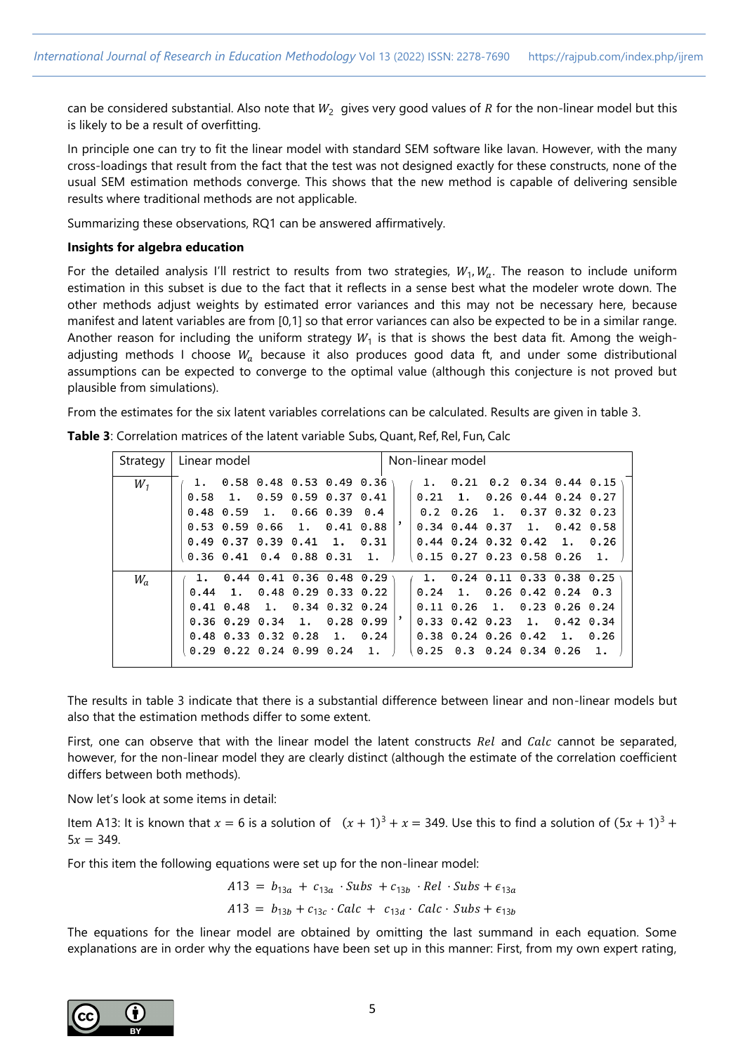can be considered substantial. Also note that $W_2$ gives very good values of $R$ for the non-linear model but this is likely to be a result of overfitting.

In principle one can try to fit the linear model with standard SEM software like lavan. However, with the many cross-loadings that result from the fact that the test was not designed exactly for these constructs, none of the usual SEM estimation methods converge. This shows that the new method is capable of delivering sensible results where traditional methods are not applicable.

Summarizing these observations, RQ1 can be answered affirmatively.

**Insights for algebra education**

For the detailed analysis I'll restrict to results from two strategies, $W_1, W_a$. The reason to include uniform estimation in this subset is due to the fact that it reflects in a sense best what the modeler wrote down. The other methods adjust weights by estimated error variances and this may not be necessary here, because manifest and latent variables are from [0,1] so that error variances can also be expected to be in a similar range. Another reason for including the uniform strategy $W_1$ is that is shows the best data fit. Among the weigh-adjusting methods I choose $W_a$ because it also produces good data ft, and under some distributional assumptions can be expected to converge to the optimal value (although this conjecture is not proved but plausible from simulations).

From the estimates for the six latent variables correlations can be calculated. Results are given in table 3.

**Table 3**: Correlation matrices of the latent variable Subs, Quant, Ref, Rel, Fun, Calc

| Strategy | Linear model | Non-linear model |
|---|---|---|
| $W_1$ | $\begin{pmatrix} 1. & 0.58 & 0.48 & 0.53 & 0.49 & 0.36 \\ 0.58 & 1. & 0.59 & 0.59 & 0.37 & 0.41 \\ 0.48 & 0.59 & 1. & 0.66 & 0.39 & 0.4 \\ 0.53 & 0.59 & 0.66 & 1. & 0.41 & 0.88 \\ 0.49 & 0.37 & 0.39 & 0.41 & 1. & 0.31 \\ 0.36 & 0.41 & 0.4 & 0.88 & 0.31 & 1. \end{pmatrix}$, | $\begin{pmatrix} 1. & 0.21 & 0.2 & 0.34 & 0.44 & 0.15 \\ 0.21 & 1. & 0.26 & 0.44 & 0.24 & 0.27 \\ 0.2 & 0.26 & 1. & 0.37 & 0.32 & 0.23 \\ 0.34 & 0.44 & 0.37 & 1. & 0.42 & 0.58 \\ 0.44 & 0.24 & 0.32 & 0.42 & 1. & 0.26 \\ 0.15 & 0.27 & 0.23 & 0.58 & 0.26 & 1. \end{pmatrix}$ |
| $W_a$ | $\begin{pmatrix} 1. & 0.44 & 0.41 & 0.36 & 0.48 & 0.29 \\ 0.44 & 1. & 0.48 & 0.29 & 0.33 & 0.22 \\ 0.41 & 0.48 & 1. & 0.34 & 0.32 & 0.24 \\ 0.36 & 0.29 & 0.34 & 1. & 0.28 & 0.99 \\ 0.48 & 0.33 & 0.32 & 0.28 & 1. & 0.24 \\ 0.29 & 0.22 & 0.24 & 0.99 & 0.24 & 1. \end{pmatrix}$, | $\begin{pmatrix} 1. & 0.24 & 0.11 & 0.33 & 0.38 & 0.25 \\ 0.24 & 1. & 0.26 & 0.42 & 0.24 & 0.3 \\ 0.11 & 0.26 & 1. & 0.23 & 0.26 & 0.24 \\ 0.33 & 0.42 & 0.23 & 1. & 0.42 & 0.34 \\ 0.38 & 0.24 & 0.26 & 0.42 & 1. & 0.26 \\ 0.25 & 0.3 & 0.24 & 0.34 & 0.26 & 1. \end{pmatrix}$ |

The results in table 3 indicate that there is a substantial difference between linear and non-linear models but also that the estimation methods differ to some extent.

First, one can observe that with the linear model the latent constructs $Rel$ and $Calc$ cannot be separated, however, for the non-linear model they are clearly distinct (although the estimate of the correlation coefficient differs between both methods).

Now let's look at some items in detail:

Item A13: It is known that $x = 6$ is a solution of $(x+1)^3 + x = 349$. Use this to find a solution of $(5x+1)^3 + 5x = 349$.

For this item the following equations were set up for the non-linear model:

$$A13 = b_{13a} + c_{13a} \cdot Subs + c_{13b} \cdot Rel \cdot Subs + \epsilon_{13a}$$

$$A13 = b_{13b} + c_{13c} \cdot Calc + c_{13d} \cdot Calc \cdot Subs + \epsilon_{13b}$$

The equations for the linear model are obtained by omitting the last summand in each equation. Some explanations are in order why the equations have been set up in this manner: First, from my own expert rating,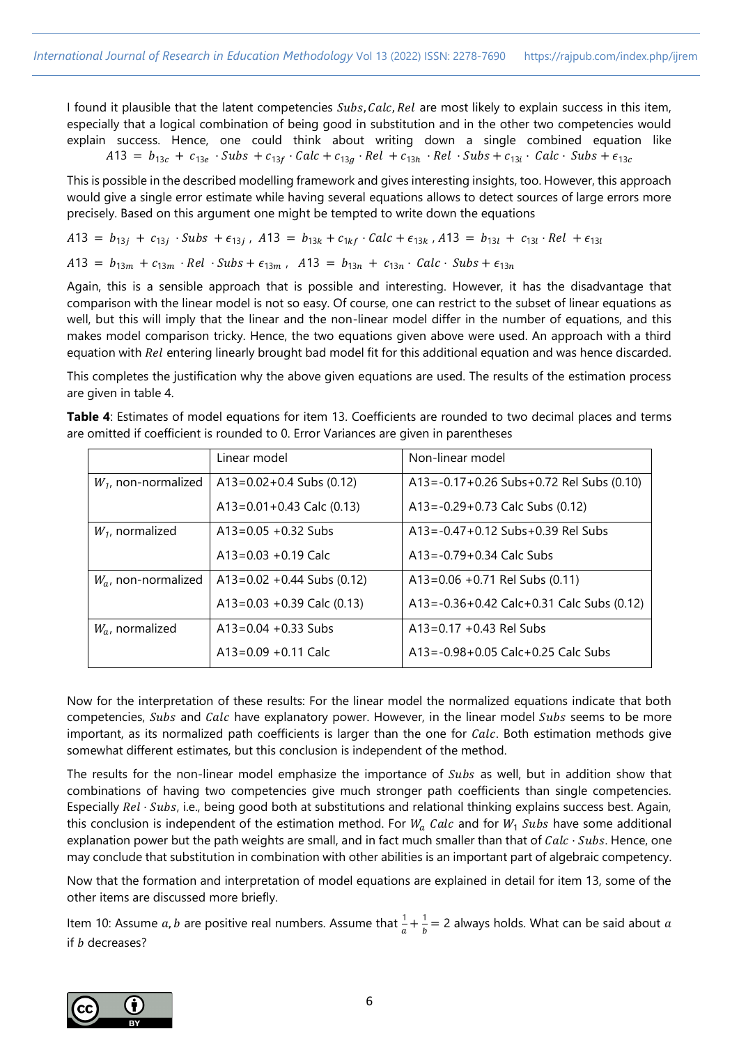I found it plausible that the latent competencies $Subs, Calc, Rel$ are most likely to explain success in this item, especially that a logical combination of being good in substitution and in the other two competencies would explain success. Hence, one could think about writing down a single combined equation like

$$A13 = b_{13c} + c_{13e} \cdot Subs + c_{13f} \cdot Calc + c_{13g} \cdot Rel + c_{13h} \cdot Rel \cdot Subs + c_{13i} \cdot Calc \cdot Subs + \epsilon_{13c}$$

This is possible in the described modelling framework and gives interesting insights, too. However, this approach would give a single error estimate while having several equations allows to detect sources of large errors more precisely. Based on this argument one might be tempted to write down the equations

$$A13 = b_{13j} + c_{13j} \cdot Subs + \epsilon_{13j}, \ A13 = b_{13k} + c_{1kf} \cdot Calc + \epsilon_{13k}, \ A13 = b_{13l} + c_{13l} \cdot Rel + \epsilon_{13l}$$

$$A13 = b_{13m} + c_{13m} \cdot Rel \cdot Subs + \epsilon_{13m}, \ A13 = b_{13n} + c_{13n} \cdot Calc \cdot Subs + \epsilon_{13n}$$

Again, this is a sensible approach that is possible and interesting. However, it has the disadvantage that comparison with the linear model is not so easy. Of course, one can restrict to the subset of linear equations as well, but this will imply that the linear and the non-linear model differ in the number of equations, and this makes model comparison tricky. Hence, the two equations given above were used. An approach with a third equation with $Rel$ entering linearly brought bad model fit for this additional equation and was hence discarded.

This completes the justification why the above given equations are used. The results of the estimation process are given in table 4.

**Table 4**: Estimates of model equations for item 13. Coefficients are rounded to two decimal places and terms are omitted if coefficient is rounded to 0. Error Variances are given in parentheses

| | Linear model | Non-linear model |
|---|---|---|
| $W_1$, non-normalized | A13=0.02+0.4 Subs (0.12) | A13=-0.17+0.26 Subs+0.72 Rel Subs (0.10) |
| | A13=0.01+0.43 Calc (0.13) | A13=-0.29+0.73 Calc Subs (0.12) |
| $W_1$, normalized | A13=0.05 +0.32 Subs | A13=-0.47+0.12 Subs+0.39 Rel Subs |
| | A13=0.03 +0.19 Calc | A13=-0.79+0.34 Calc Subs |
| $W_a$, non-normalized | A13=0.02 +0.44 Subs (0.12) | A13=0.06 +0.71 Rel Subs (0.11) |
| | A13=0.03 +0.39 Calc (0.13) | A13=-0.36+0.42 Calc+0.31 Calc Subs (0.12) |
| $W_a$, normalized | A13=0.04 +0.33 Subs | A13=0.17 +0.43 Rel Subs |
| | A13=0.09 +0.11 Calc | A13=-0.98+0.05 Calc+0.25 Calc Subs |

Now for the interpretation of these results: For the linear model the normalized equations indicate that both competencies, $Subs$ and $Calc$ have explanatory power. However, in the linear model $Subs$ seems to be more important, as its normalized path coefficients is larger than the one for $Calc$. Both estimation methods give somewhat different estimates, but this conclusion is independent of the method.

The results for the non-linear model emphasize the importance of $Subs$ as well, but in addition show that combinations of having two competencies give much stronger path coefficients than single competencies. Especially $Rel \cdot Subs$, i.e., being good both at substitutions and relational thinking explains success best. Again, this conclusion is independent of the estimation method. For $W_a$ $Calc$ and for $W_1$ $Subs$ have some additional explanation power but the path weights are small, and in fact much smaller than that of $Calc \cdot Subs$. Hence, one may conclude that substitution in combination with other abilities is an important part of algebraic competency.

Now that the formation and interpretation of model equations are explained in detail for item 13, some of the other items are discussed more briefly.

Item 10: Assume $a, b$ are positive real numbers. Assume that $\frac{1}{a} + \frac{1}{b} = 2$ always holds. What can be said about $a$ if $b$ decreases?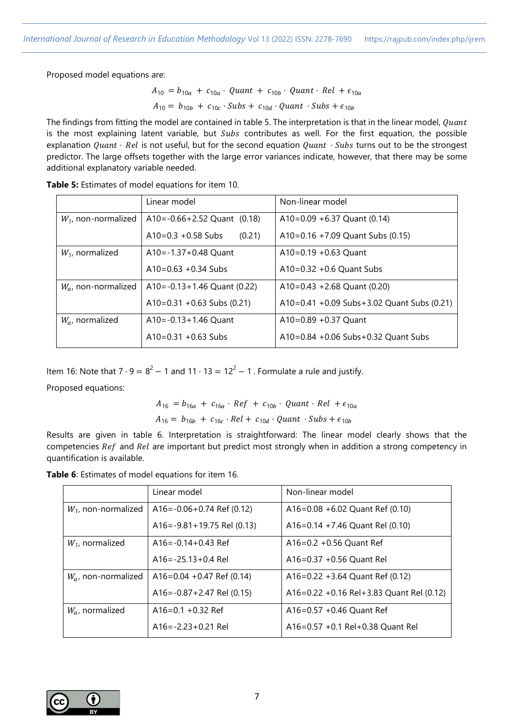Proposed model equations are:

$$A_{10} = b_{10a} + c_{10a} \cdot Quant + c_{10b} \cdot Quant \cdot Rel + \epsilon_{10a}$$

$$A_{10} = b_{10b} + c_{10c} \cdot Subs + c_{10d} \cdot Quant \cdot Subs + \epsilon_{10b}$$

The findings from fitting the model are contained in table 5. The interpretation is that in the linear model, $Quant$ is the most explaining latent variable, but $Subs$ contributes as well. For the first equation, the possible explanation $Quant \cdot Rel$ is not useful, but for the second equation $Quant \cdot Subs$ turns out to be the strongest predictor. The large offsets together with the large error variances indicate, however, that there may be some additional explanatory variable needed.

**Table 5:** Estimates of model equations for item 10.

| | Linear model | Non-linear model |
|---|---|---|
| $W_1$, non-normalized | A10=-0.66+2.52 Quant (0.18) | A10=0.09 +6.37 Quant (0.14) |
| | A10=0.3 +0.58 Subs (0.21) | A10=0.16 +7.09 Quant Subs (0.15) |
| $W_1$, normalized | A10=-1.37+0.48 Quant | A10=0.19 +0.63 Quant |
| | A10=0.63 +0.34 Subs | A10=0.32 +0.6 Quant Subs |
| $W_a$, non-normalized | A10=-0.13+1.46 Quant (0.22) | A10=0.43 +2.68 Quant (0.20) |
| | A10=0.31 +0.63 Subs (0.21) | A10=0.41 +0.09 Subs+3.02 Quant Subs (0.21) |
| $W_a$, normalized | A10=-0.13+1.46 Quant | A10=0.89 +0.37 Quant |
| | A10=0.31 +0.63 Subs | A10=0.84 +0.06 Subs+0.32 Quant Subs |

Item 16: Note that $7 \cdot 9 = 8^2 - 1$ and $11 \cdot 13 = 12^2 - 1$ . Formulate a rule and justify.

Proposed equations:

$$A_{16} = b_{16a} + c_{16a} \cdot Ref + c_{10b} \cdot Quant \cdot Rel + \epsilon_{10a}$$

$$A_{16} = b_{16b} + c_{16c} \cdot Rel + c_{10d} \cdot Quant \cdot Subs + \epsilon_{10b}$$

Results are given in table 6. Interpretation is straightforward: The linear model clearly shows that the competencies $Ref$ and $Rel$ are important but predict most strongly when in addition a strong competency in quantification is available.

**Table 6**: Estimates of model equations for item 16.

| | Linear model | Non-linear model |
|---|---|---|
| $W_1$, non-normalized | A16=-0.06+0.74 Ref (0.12) | A16=0.08 +6.02 Quant Ref (0.10) |
| | A16=-9.81+19.75 Rel (0.13) | A16=0.14 +7.46 Quant Rel (0.10) |
| $W_1$, normalized | A16=-0.14+0.43 Ref | A16=0.2 +0.56 Quant Ref |
| | A16=-25.13+0.4 Rel | A16=0.37 +0.56 Quant Rel |
| $W_a$, non-normalized | A16=0.04 +0.47 Ref (0.14) | A16=0.22 +3.64 Quant Ref (0.12) |
| | A16=-0.87+2.47 Rel (0.15) | A16=0.22 +0.16 Rel+3.83 Quant Rel (0.12) |
| $W_a$, normalized | A16=0.1 +0.32 Ref | A16=0.57 +0.46 Quant Ref |
| | A16=-2.23+0.21 Rel | A16=0.57 +0.1 Rel+0.38 Quant Rel |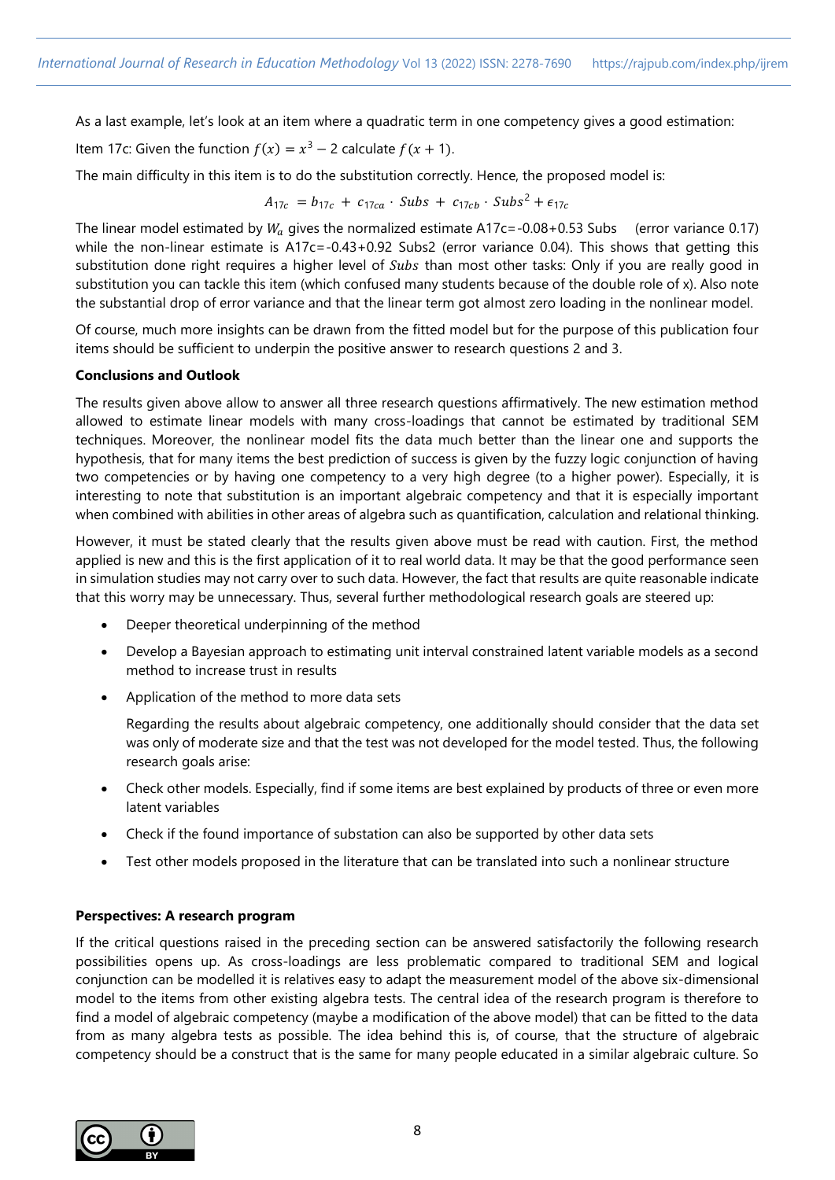As a last example, let's look at an item where a quadratic term in one competency gives a good estimation:

Item 17c: Given the function $f(x) = x^3 - 2$ calculate $f(x+1)$.

The main difficulty in this item is to do the substitution correctly. Hence, the proposed model is:

$$A_{17c} = b_{17c} + c_{17ca} \cdot Subs + c_{17cb} \cdot Subs^2 + \epsilon_{17c}$$

The linear model estimated by $W_a$ gives the normalized estimate A17c=-0.08+0.53 Subs (error variance 0.17) while the non-linear estimate is A17c=-0.43+0.92 Subs2 (error variance 0.04). This shows that getting this substitution done right requires a higher level of $Subs$ than most other tasks: Only if you are really good in substitution you can tackle this item (which confused many students because of the double role of x). Also note the substantial drop of error variance and that the linear term got almost zero loading in the nonlinear model.

Of course, much more insights can be drawn from the fitted model but for the purpose of this publication four items should be sufficient to underpin the positive answer to research questions 2 and 3.

**Conclusions and Outlook**

The results given above allow to answer all three research questions affirmatively. The new estimation method allowed to estimate linear models with many cross-loadings that cannot be estimated by traditional SEM techniques. Moreover, the nonlinear model fits the data much better than the linear one and supports the hypothesis, that for many items the best prediction of success is given by the fuzzy logic conjunction of having two competencies or by having one competency to a very high degree (to a higher power). Especially, it is interesting to note that substitution is an important algebraic competency and that it is especially important when combined with abilities in other areas of algebra such as quantification, calculation and relational thinking.

However, it must be stated clearly that the results given above must be read with caution. First, the method applied is new and this is the first application of it to real world data. It may be that the good performance seen in simulation studies may not carry over to such data. However, the fact that results are quite reasonable indicate that this worry may be unnecessary. Thus, several further methodological research goals are steered up:

- Deeper theoretical underpinning of the method
- Develop a Bayesian approach to estimating unit interval constrained latent variable models as a second method to increase trust in results
- Application of the method to more data sets

  Regarding the results about algebraic competency, one additionally should consider that the data set was only of moderate size and that the test was not developed for the model tested. Thus, the following research goals arise:

- Check other models. Especially, find if some items are best explained by products of three or even more latent variables
- Check if the found importance of substation can also be supported by other data sets
- Test other models proposed in the literature that can be translated into such a nonlinear structure

**Perspectives: A research program**

If the critical questions raised in the preceding section can be answered satisfactorily the following research possibilities opens up. As cross-loadings are less problematic compared to traditional SEM and logical conjunction can be modelled it is relatives easy to adapt the measurement model of the above six-dimensional model to the items from other existing algebra tests. The central idea of the research program is therefore to find a model of algebraic competency (maybe a modification of the above model) that can be fitted to the data from as many algebra tests as possible. The idea behind this is, of course, that the structure of algebraic competency should be a construct that is the same for many people educated in a similar algebraic culture. So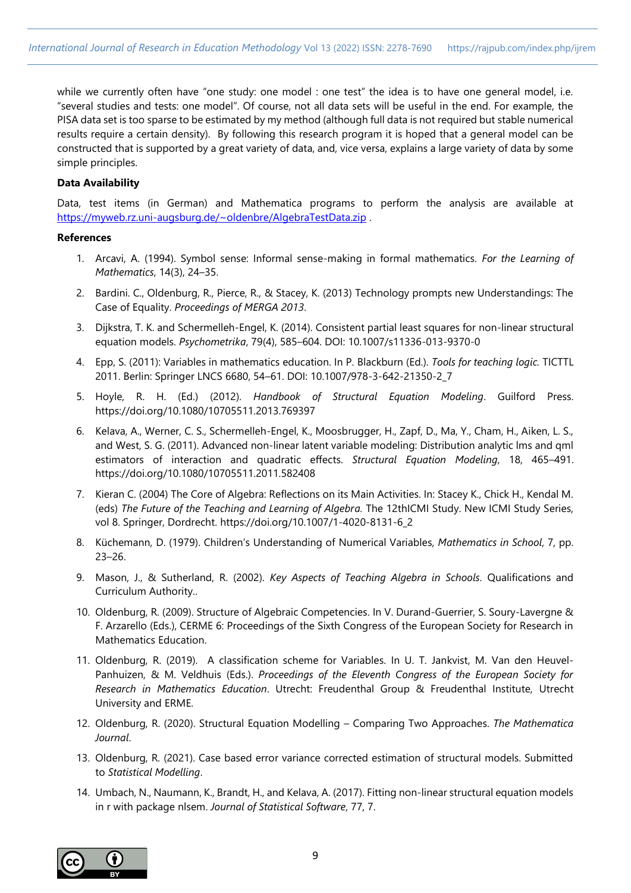while we currently often have "one study: one model : one test" the idea is to have one general model, i.e. "several studies and tests: one model". Of course, not all data sets will be useful in the end. For example, the PISA data set is too sparse to be estimated by my method (although full data is not required but stable numerical results require a certain density). By following this research program it is hoped that a general model can be constructed that is supported by a great variety of data, and, vice versa, explains a large variety of data by some simple principles.

**Data Availability**

Data, test items (in German) and Mathematica programs to perform the analysis are available at https://myweb.rz.uni-augsburg.de/~oldenbre/AlgebraTestData.zip .

**References**

1. Arcavi, A. (1994). Symbol sense: Informal sense-making in formal mathematics. *For the Learning of Mathematics*, 14(3), 24–35.
2. Bardini. C., Oldenburg, R., Pierce, R., & Stacey, K. (2013) Technology prompts new Understandings: The Case of Equality. *Proceedings of MERGA 2013*.
3. Dijkstra, T. K. and Schermelleh-Engel, K. (2014). Consistent partial least squares for non-linear structural equation models. *Psychometrika*, 79(4), 585–604. DOI: 10.1007/s11336-013-9370-0
4. Epp, S. (2011): Variables in mathematics education. In P. Blackburn (Ed.). *Tools for teaching logic.* TICTTL 2011. Berlin: Springer LNCS 6680, 54–61. DOI: 10.1007/978-3-642-21350-2_7
5. Hoyle, R. H. (Ed.) (2012). *Handbook of Structural Equation Modeling*. Guilford Press. https://doi.org/10.1080/10705511.2013.769397
6. Kelava, A., Werner, C. S., Schermelleh-Engel, K., Moosbrugger, H., Zapf, D., Ma, Y., Cham, H., Aiken, L. S., and West, S. G. (2011). Advanced non-linear latent variable modeling: Distribution analytic lms and qml estimators of interaction and quadratic effects. *Structural Equation Modeling*, 18, 465–491. https://doi.org/10.1080/10705511.2011.582408
7. Kieran C. (2004) The Core of Algebra: Reflections on its Main Activities. In: Stacey K., Chick H., Kendal M. (eds) *The Future of the Teaching and Learning of Algebra.* The 12thICMI Study. New ICMI Study Series, vol 8. Springer, Dordrecht. https://doi.org/10.1007/1-4020-8131-6_2
8. Küchemann, D. (1979). Children's Understanding of Numerical Variables, *Mathematics in School*, 7, pp. 23–26.
9. Mason, J., & Sutherland, R. (2002). *Key Aspects of Teaching Algebra in Schools*. Qualifications and Curriculum Authority..
10. Oldenburg, R. (2009). Structure of Algebraic Competencies. In V. Durand-Guerrier, S. Soury-Lavergne & F. Arzarello (Eds.), CERME 6: Proceedings of the Sixth Congress of the European Society for Research in Mathematics Education.
11. Oldenburg, R. (2019). A classification scheme for Variables. In U. T. Jankvist, M. Van den Heuvel-Panhuizen, & M. Veldhuis (Eds.). *Proceedings of the Eleventh Congress of the European Society for Research in Mathematics Education*. Utrecht: Freudenthal Group & Freudenthal Institute, Utrecht University and ERME.
12. Oldenburg, R. (2020). Structural Equation Modelling – Comparing Two Approaches. *The Mathematica Journal*.
13. Oldenburg, R. (2021). Case based error variance corrected estimation of structural models. Submitted to *Statistical Modelling*.
14. Umbach, N., Naumann, K., Brandt, H., and Kelava, A. (2017). Fitting non-linear structural equation models in r with package nlsem. *Journal of Statistical Software*, 77, 7.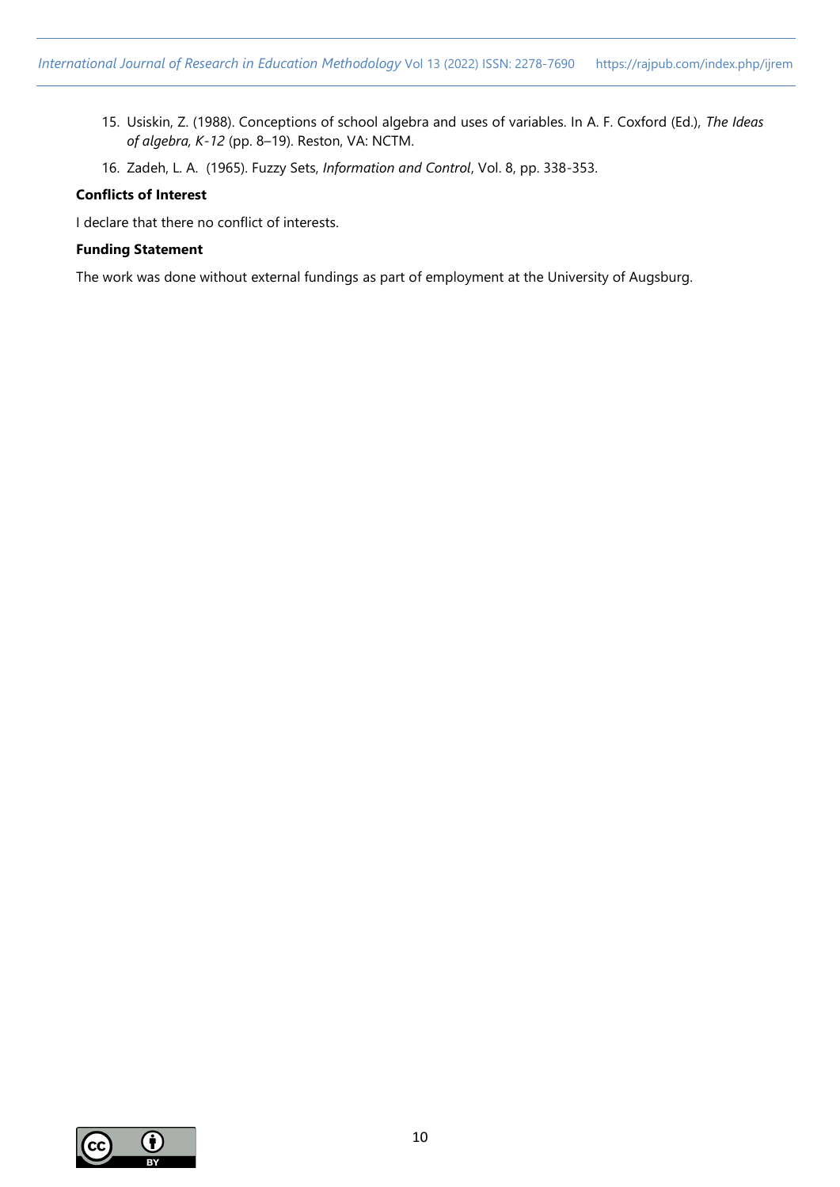15. Usiskin, Z. (1988). Conceptions of school algebra and uses of variables. In A. F. Coxford (Ed.), *The Ideas of algebra, K-12* (pp. 8–19). Reston, VA: NCTM.
16. Zadeh, L. A. (1965). Fuzzy Sets, *Information and Control*, Vol. 8, pp. 338-353.

**Conflicts of Interest**

I declare that there no conflict of interests.

**Funding Statement**

The work was done without external fundings as part of employment at the University of Augsburg.